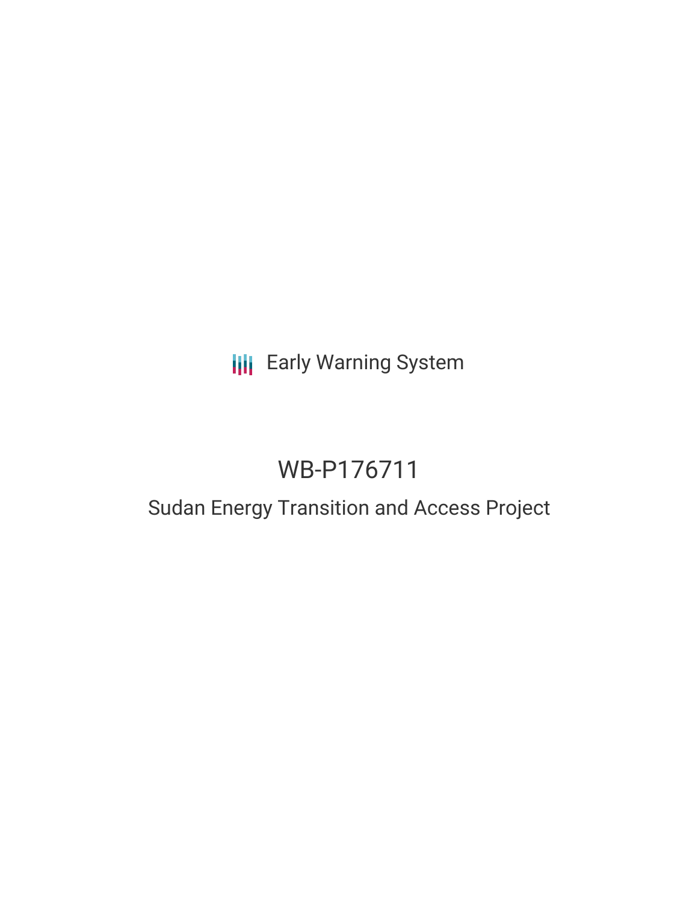Early Warning System

# WB-P176711

## Sudan Energy Transition and Access Project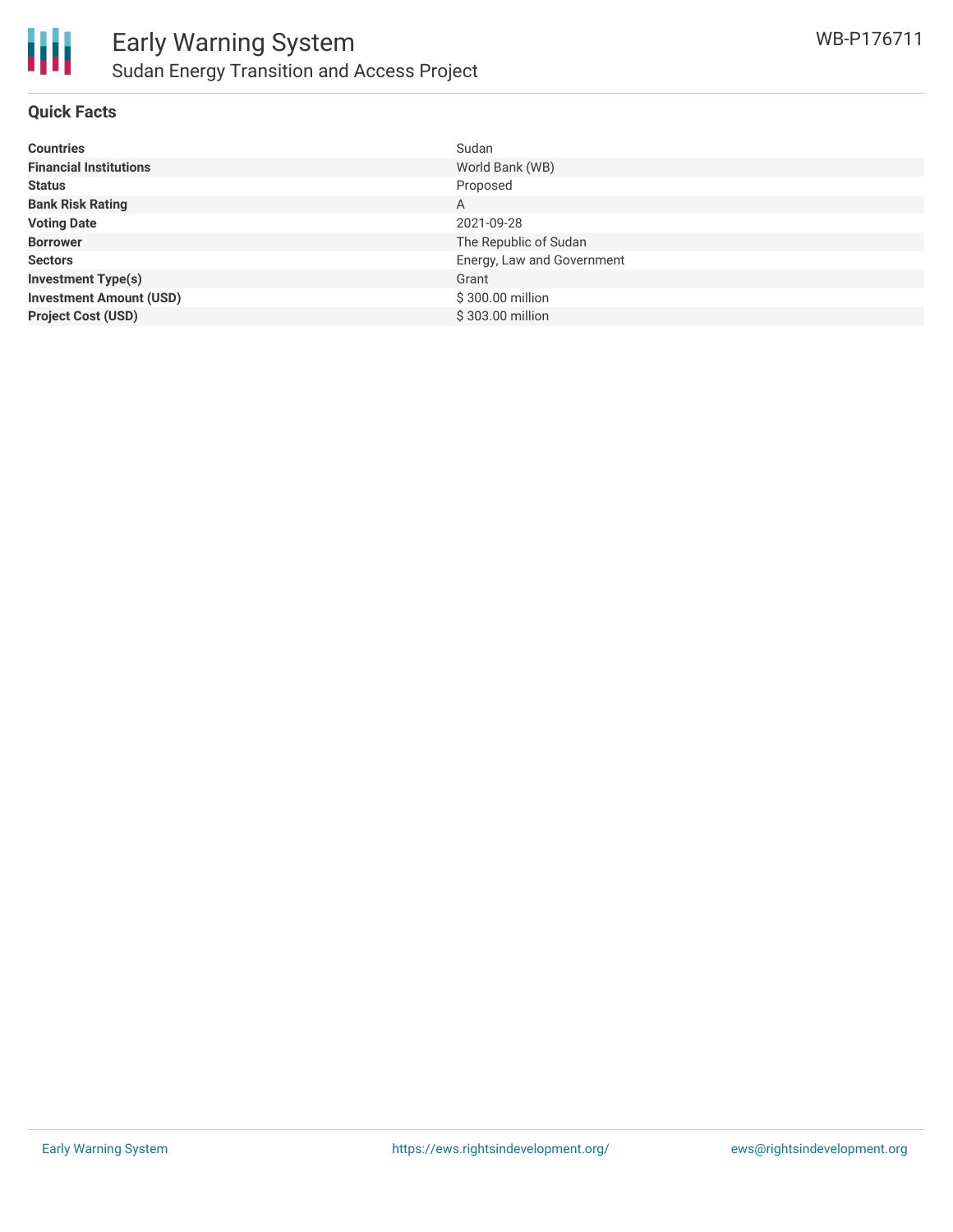## Quick Facts

| | |
|---|---|
| **Countries** | Sudan |
| **Financial Institutions** | World Bank (WB) |
| **Status** | Proposed |
| **Bank Risk Rating** | A |
| **Voting Date** | 2021-09-28 |
| **Borrower** | The Republic of Sudan |
| **Sectors** | Energy, Law and Government |
| **Investment Type(s)** | Grant |
| **Investment Amount (USD)** | $ 300.00 million |
| **Project Cost (USD)** | $ 303.00 million |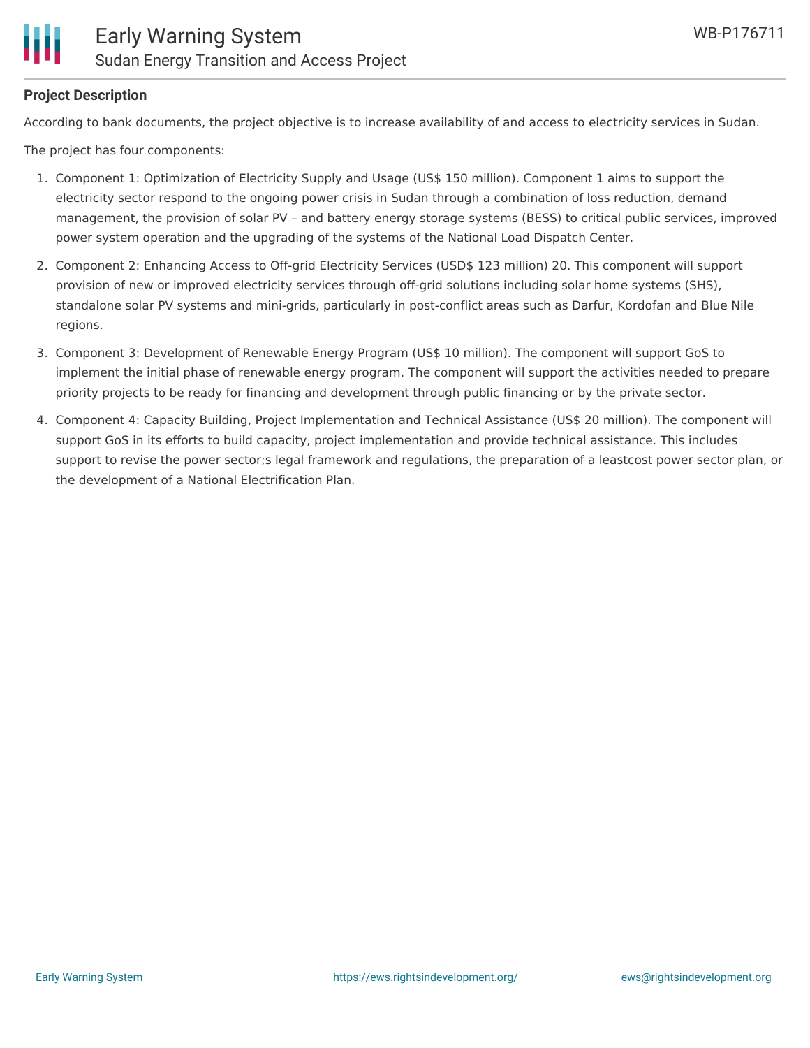**Project Description**

According to bank documents, the project objective is to increase availability of and access to electricity services in Sudan.

The project has four components:

1. Component 1: Optimization of Electricity Supply and Usage (US$ 150 million). Component 1 aims to support the electricity sector respond to the ongoing power crisis in Sudan through a combination of loss reduction, demand management, the provision of solar PV – and battery energy storage systems (BESS) to critical public services, improved power system operation and the upgrading of the systems of the National Load Dispatch Center.
2. Component 2: Enhancing Access to Off-grid Electricity Services (USD$ 123 million) 20. This component will support provision of new or improved electricity services through off-grid solutions including solar home systems (SHS), standalone solar PV systems and mini-grids, particularly in post-conflict areas such as Darfur, Kordofan and Blue Nile regions.
3. Component 3: Development of Renewable Energy Program (US$ 10 million). The component will support GoS to implement the initial phase of renewable energy program. The component will support the activities needed to prepare priority projects to be ready for financing and development through public financing or by the private sector.
4. Component 4: Capacity Building, Project Implementation and Technical Assistance (US$ 20 million). The component will support GoS in its efforts to build capacity, project implementation and provide technical assistance. This includes support to revise the power sector;s legal framework and regulations, the preparation of a leastcost power sector plan, or the development of a National Electrification Plan.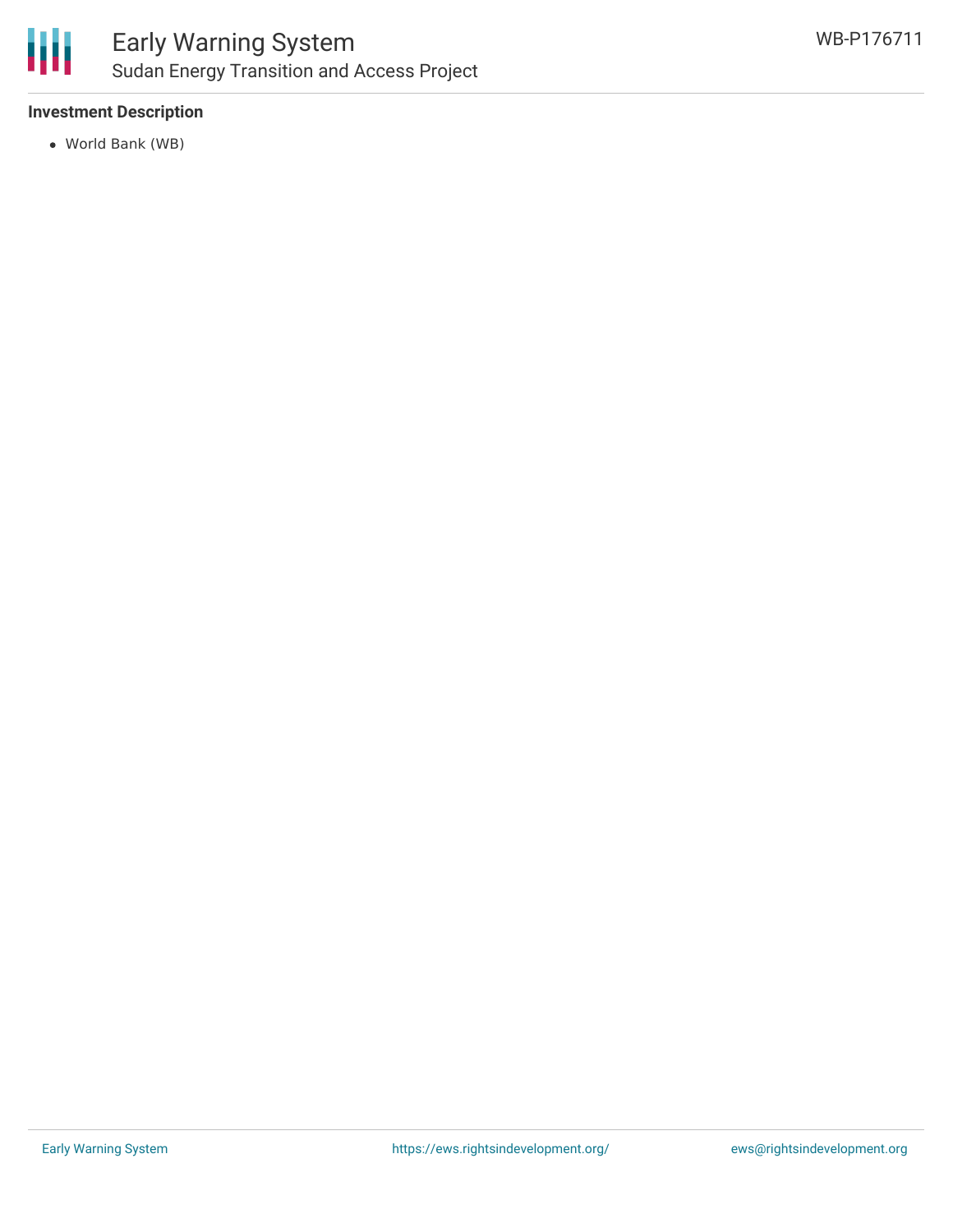**Investment Description**

- World Bank (WB)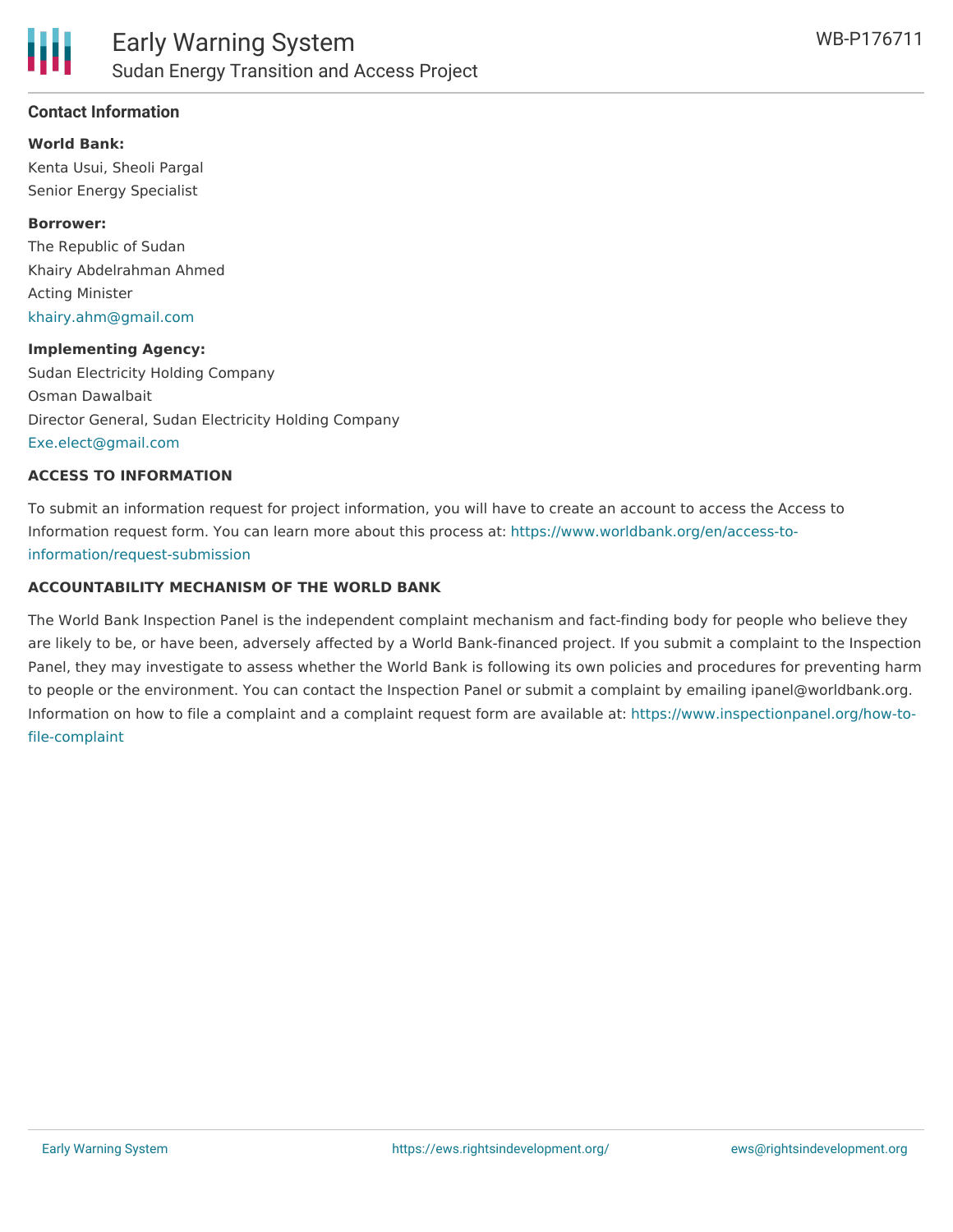## Contact Information

**World Bank:**

Kenta Usui, Sheoli Pargal
Senior Energy Specialist

**Borrower:**

The Republic of Sudan
Khairy Abdelrahman Ahmed
Acting Minister
khairy.ahm@gmail.com

**Implementing Agency:**

Sudan Electricity Holding Company
Osman Dawalbait
Director General, Sudan Electricity Holding Company
Exe.elect@gmail.com

### ACCESS TO INFORMATION

To submit an information request for project information, you will have to create an account to access the Access to Information request form. You can learn more about this process at: https://www.worldbank.org/en/access-to-information/request-submission

### ACCOUNTABILITY MECHANISM OF THE WORLD BANK

The World Bank Inspection Panel is the independent complaint mechanism and fact-finding body for people who believe they are likely to be, or have been, adversely affected by a World Bank-financed project. If you submit a complaint to the Inspection Panel, they may investigate to assess whether the World Bank is following its own policies and procedures for preventing harm to people or the environment. You can contact the Inspection Panel or submit a complaint by emailing ipanel@worldbank.org. Information on how to file a complaint and a complaint request form are available at: https://www.inspectionpanel.org/how-to-file-complaint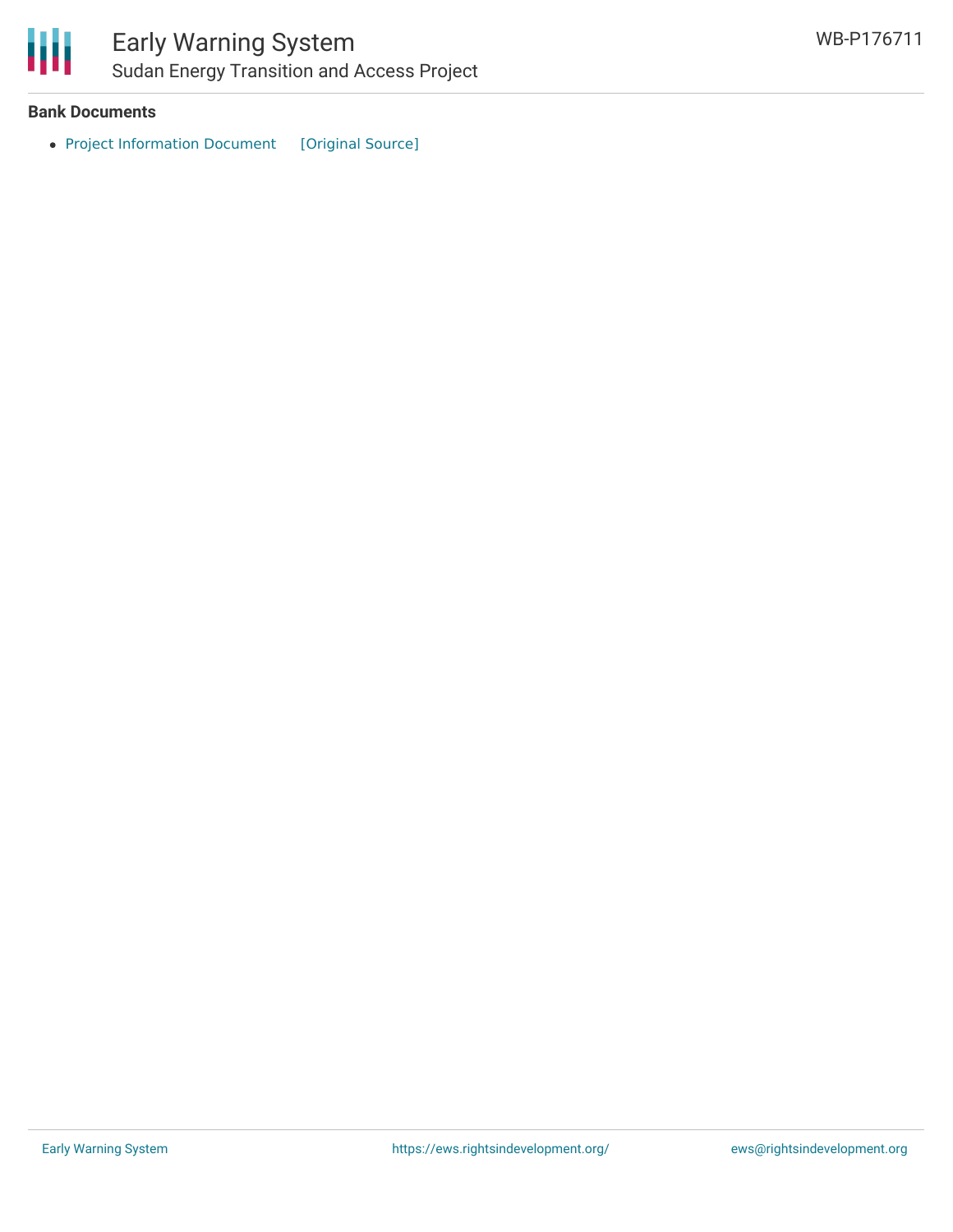**Bank Documents**

- Project Information Document [Original Source]